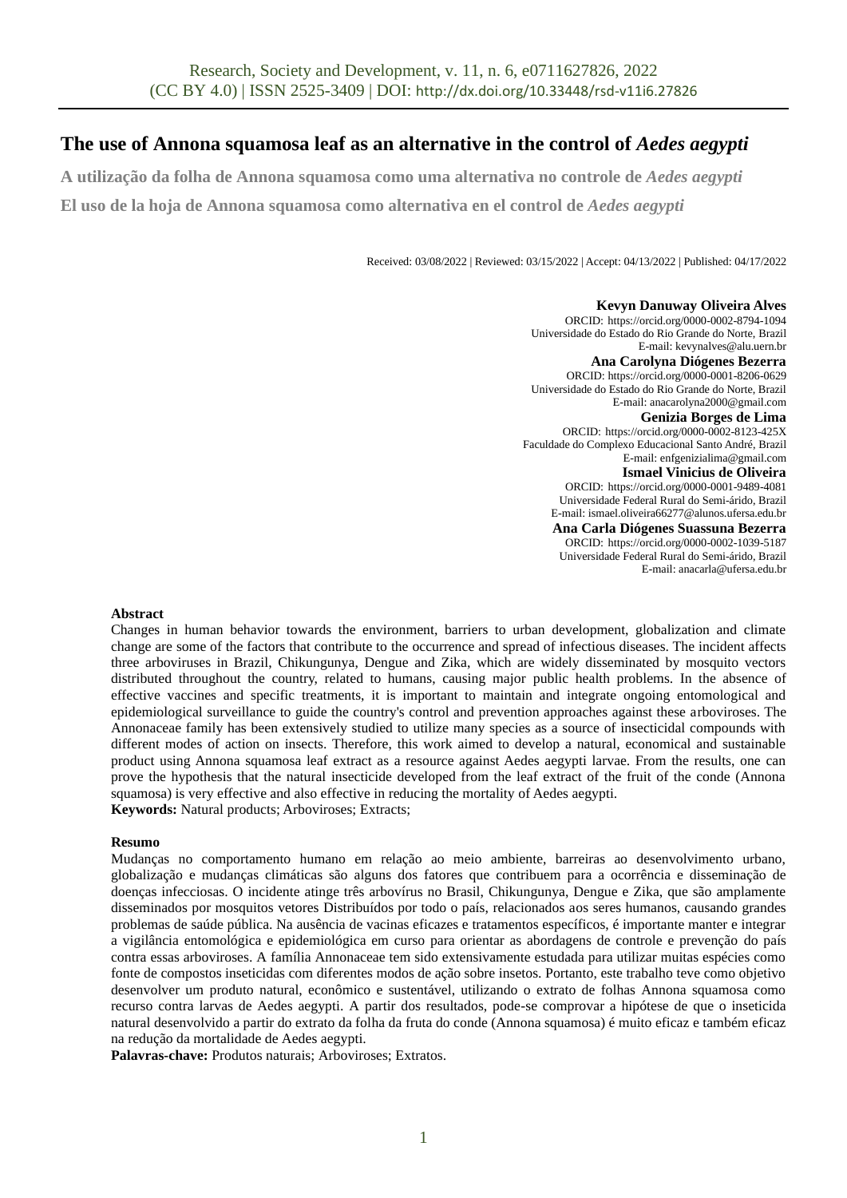# The use of Annona squamosa leaf as an alternative in the control of *Aedes aegypti*

**A utilização da folha de Annona squamosa como uma alternativa no controle de *Aedes aegypti***

**El uso de la hoja de Annona squamosa como alternativa en el control de *Aedes aegypti***

Received: 03/08/2022 | Reviewed: 03/15/2022 | Accept: 04/13/2022 | Published: 04/17/2022

**Kevyn Danuway Oliveira Alves**
ORCID: https://orcid.org/0000-0002-8794-1094
Universidade do Estado do Rio Grande do Norte, Brazil
E-mail: kevynalves@alu.uern.br

**Ana Carolyna Diógenes Bezerra**
ORCID: https://orcid.org/0000-0001-8206-0629
Universidade do Estado do Rio Grande do Norte, Brazil
E-mail: anacarolyna2000@gmail.com

**Genizia Borges de Lima**
ORCID: https://orcid.org/0000-0002-8123-425X
Faculdade do Complexo Educacional Santo André, Brazil
E-mail: enfgenizialima@gmail.com

**Ismael Vinicius de Oliveira**
ORCID: https://orcid.org/0000-0001-9489-4081
Universidade Federal Rural do Semi-árido, Brazil
E-mail: ismael.oliveira66277@alunos.ufersa.edu.br

**Ana Carla Diógenes Suassuna Bezerra**
ORCID: https://orcid.org/0000-0002-1039-5187
Universidade Federal Rural do Semi-árido, Brazil
E-mail: anacarla@ufersa.edu.br

**Abstract**

Changes in human behavior towards the environment, barriers to urban development, globalization and climate change are some of the factors that contribute to the occurrence and spread of infectious diseases. The incident affects three arboviruses in Brazil, Chikungunya, Dengue and Zika, which are widely disseminated by mosquito vectors distributed throughout the country, related to humans, causing major public health problems. In the absence of effective vaccines and specific treatments, it is important to maintain and integrate ongoing entomological and epidemiological surveillance to guide the country's control and prevention approaches against these arboviroses. The Annonaceae family has been extensively studied to utilize many species as a source of insecticidal compounds with different modes of action on insects. Therefore, this work aimed to develop a natural, economical and sustainable product using Annona squamosa leaf extract as a resource against Aedes aegypti larvae. From the results, one can prove the hypothesis that the natural insecticide developed from the leaf extract of the fruit of the conde (Annona squamosa) is very effective and also effective in reducing the mortality of Aedes aegypti.

**Keywords:** Natural products; Arboviroses; Extracts;

**Resumo**

Mudanças no comportamento humano em relação ao meio ambiente, barreiras ao desenvolvimento urbano, globalização e mudanças climáticas são alguns dos fatores que contribuem para a ocorrência e disseminação de doenças infecciosas. O incidente atinge três arbovírus no Brasil, Chikungunya, Dengue e Zika, que são amplamente disseminados por mosquitos vetores Distribuídos por todo o país, relacionados aos seres humanos, causando grandes problemas de saúde pública. Na ausência de vacinas eficazes e tratamentos específicos, é importante manter e integrar a vigilância entomológica e epidemiológica em curso para orientar as abordagens de controle e prevenção do país contra essas arboviroses. A família Annonaceae tem sido extensivamente estudada para utilizar muitas espécies como fonte de compostos inseticidas com diferentes modos de ação sobre insetos. Portanto, este trabalho teve como objetivo desenvolver um produto natural, econômico e sustentável, utilizando o extrato de folhas Annona squamosa como recurso contra larvas de Aedes aegypti. A partir dos resultados, pode-se comprovar a hipótese de que o inseticida natural desenvolvido a partir do extrato da folha da fruta do conde (Annona squamosa) é muito eficaz e também eficaz na redução da mortalidade de Aedes aegypti.

**Palavras-chave:** Produtos naturais; Arboviroses; Extratos.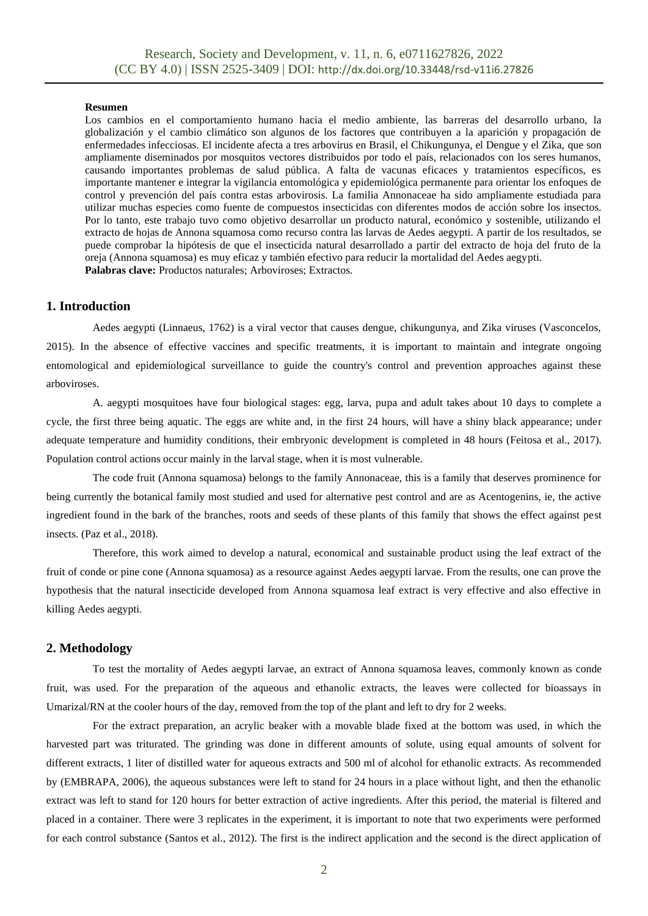**Resumen**

Los cambios en el comportamiento humano hacia el medio ambiente, las barreras del desarrollo urbano, la globalización y el cambio climático son algunos de los factores que contribuyen a la aparición y propagación de enfermedades infecciosas. El incidente afecta a tres arbovirus en Brasil, el Chikungunya, el Dengue y el Zika, que son ampliamente diseminados por mosquitos vectores distribuidos por todo el país, relacionados con los seres humanos, causando importantes problemas de salud pública. A falta de vacunas eficaces y tratamientos específicos, es importante mantener e integrar la vigilancia entomológica y epidemiológica permanente para orientar los enfoques de control y prevención del país contra estas arbovirosis. La familia Annonaceae ha sido ampliamente estudiada para utilizar muchas especies como fuente de compuestos insecticidas con diferentes modos de acción sobre los insectos. Por lo tanto, este trabajo tuvo como objetivo desarrollar un producto natural, económico y sostenible, utilizando el extracto de hojas de Annona squamosa como recurso contra las larvas de Aedes aegypti. A partir de los resultados, se puede comprobar la hipótesis de que el insecticida natural desarrollado a partir del extracto de hoja del fruto de la oreja (Annona squamosa) es muy eficaz y también efectivo para reducir la mortalidad del Aedes aegypti.

**Palabras clave:** Productos naturales; Arboviroses; Extractos.

## 1. Introduction

Aedes aegypti (Linnaeus, 1762) is a viral vector that causes dengue, chikungunya, and Zika viruses (Vasconcelos, 2015). In the absence of effective vaccines and specific treatments, it is important to maintain and integrate ongoing entomological and epidemiological surveillance to guide the country's control and prevention approaches against these arboviroses.

A. aegypti mosquitoes have four biological stages: egg, larva, pupa and adult takes about 10 days to complete a cycle, the first three being aquatic. The eggs are white and, in the first 24 hours, will have a shiny black appearance; under adequate temperature and humidity conditions, their embryonic development is completed in 48 hours (Feitosa et al., 2017). Population control actions occur mainly in the larval stage, when it is most vulnerable.

The code fruit (Annona squamosa) belongs to the family Annonaceae, this is a family that deserves prominence for being currently the botanical family most studied and used for alternative pest control and are as Acentogenins, ie, the active ingredient found in the bark of the branches, roots and seeds of these plants of this family that shows the effect against pest insects. (Paz et al., 2018).

Therefore, this work aimed to develop a natural, economical and sustainable product using the leaf extract of the fruit of conde or pine cone (Annona squamosa) as a resource against Aedes aegypti larvae. From the results, one can prove the hypothesis that the natural insecticide developed from Annona squamosa leaf extract is very effective and also effective in killing Aedes aegypti.

## 2. Methodology

To test the mortality of Aedes aegypti larvae, an extract of Annona squamosa leaves, commonly known as conde fruit, was used. For the preparation of the aqueous and ethanolic extracts, the leaves were collected for bioassays in Umarizal/RN at the cooler hours of the day, removed from the top of the plant and left to dry for 2 weeks.

For the extract preparation, an acrylic beaker with a movable blade fixed at the bottom was used, in which the harvested part was triturated. The grinding was done in different amounts of solute, using equal amounts of solvent for different extracts, 1 liter of distilled water for aqueous extracts and 500 ml of alcohol for ethanolic extracts. As recommended by (EMBRAPA, 2006), the aqueous substances were left to stand for 24 hours in a place without light, and then the ethanolic extract was left to stand for 120 hours for better extraction of active ingredients. After this period, the material is filtered and placed in a container. There were 3 replicates in the experiment, it is important to note that two experiments were performed for each control substance (Santos et al., 2012). The first is the indirect application and the second is the direct application of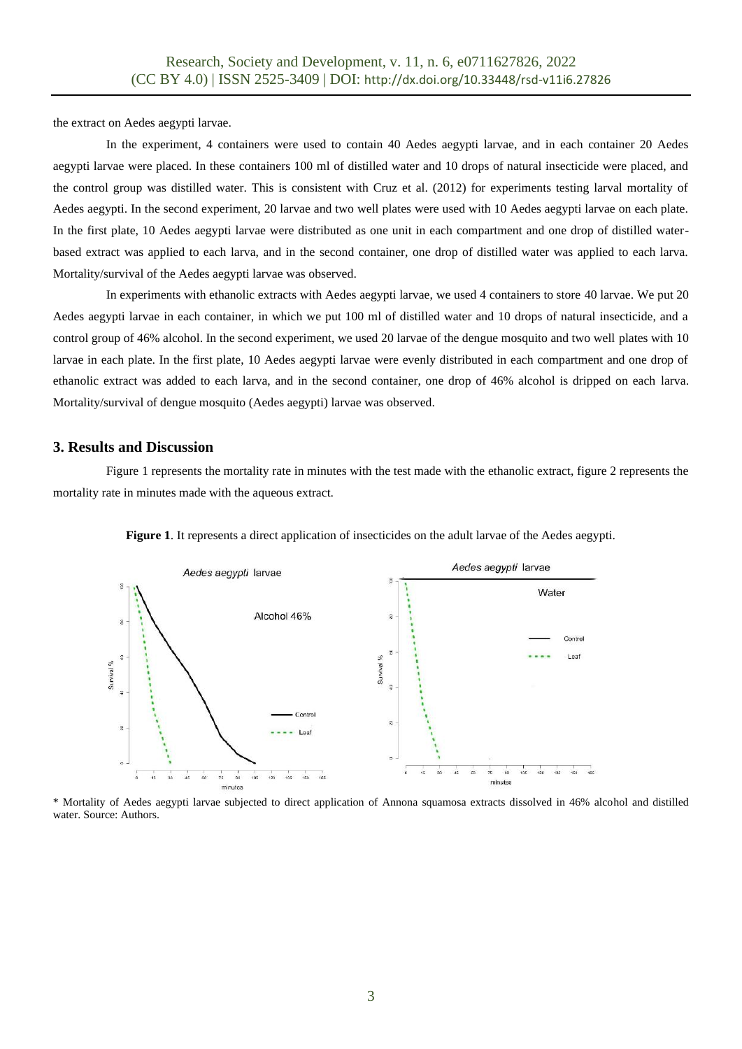the extract on Aedes aegypti larvae.

In the experiment, 4 containers were used to contain 40 Aedes aegypti larvae, and in each container 20 Aedes aegypti larvae were placed. In these containers 100 ml of distilled water and 10 drops of natural insecticide were placed, and the control group was distilled water. This is consistent with Cruz et al. (2012) for experiments testing larval mortality of Aedes aegypti. In the second experiment, 20 larvae and two well plates were used with 10 Aedes aegypti larvae on each plate. In the first plate, 10 Aedes aegypti larvae were distributed as one unit in each compartment and one drop of distilled water-based extract was applied to each larva, and in the second container, one drop of distilled water was applied to each larva. Mortality/survival of the Aedes aegypti larvae was observed.

In experiments with ethanolic extracts with Aedes aegypti larvae, we used 4 containers to store 40 larvae. We put 20 Aedes aegypti larvae in each container, in which we put 100 ml of distilled water and 10 drops of natural insecticide, and a control group of 46% alcohol. In the second experiment, we used 20 larvae of the dengue mosquito and two well plates with 10 larvae in each plate. In the first plate, 10 Aedes aegypti larvae were evenly distributed in each compartment and one drop of ethanolic extract was added to each larva, and in the second container, one drop of 46% alcohol is dripped on each larva. Mortality/survival of dengue mosquito (Aedes aegypti) larvae was observed.

## 3. Results and Discussion

Figure 1 represents the mortality rate in minutes with the test made with the ethanolic extract, figure 2 represents the mortality rate in minutes made with the aqueous extract.

**Figure 1**. It represents a direct application of insecticides on the adult larvae of the Aedes aegypti.

\* Mortality of Aedes aegypti larvae subjected to direct application of Annona squamosa extracts dissolved in 46% alcohol and distilled water. Source: Authors.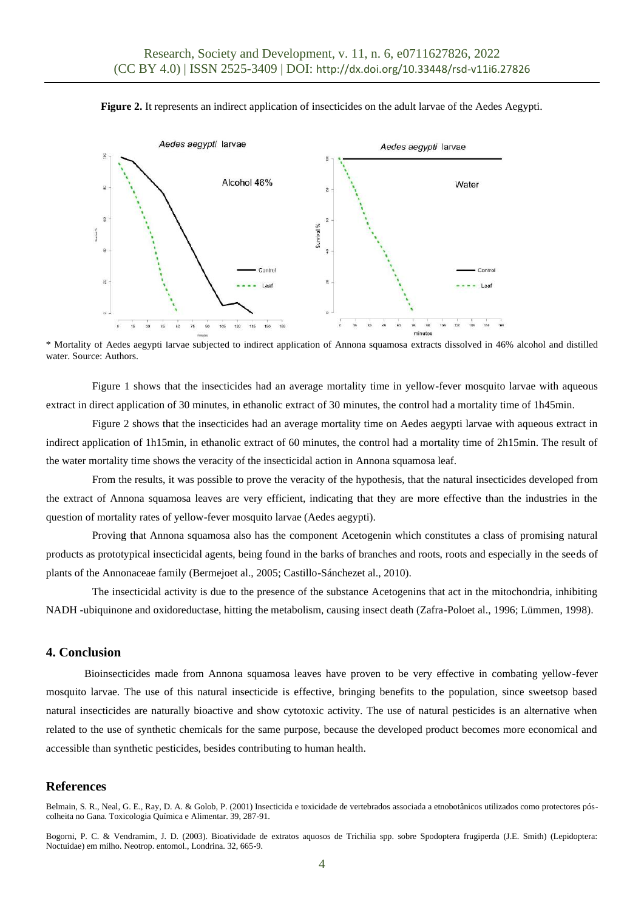**Figure 2.** It represents an indirect application of insecticides on the adult larvae of the Aedes Aegypti.

\* Mortality of Aedes aegypti larvae subjected to indirect application of Annona squamosa extracts dissolved in 46% alcohol and distilled water. Source: Authors.

Figure 1 shows that the insecticides had an average mortality time in yellow-fever mosquito larvae with aqueous extract in direct application of 30 minutes, in ethanolic extract of 30 minutes, the control had a mortality time of 1h45min.

Figure 2 shows that the insecticides had an average mortality time on Aedes aegypti larvae with aqueous extract in indirect application of 1h15min, in ethanolic extract of 60 minutes, the control had a mortality time of 2h15min. The result of the water mortality time shows the veracity of the insecticidal action in Annona squamosa leaf.

From the results, it was possible to prove the veracity of the hypothesis, that the natural insecticides developed from the extract of Annona squamosa leaves are very efficient, indicating that they are more effective than the industries in the question of mortality rates of yellow-fever mosquito larvae (Aedes aegypti).

Proving that Annona squamosa also has the component Acetogenin which constitutes a class of promising natural products as prototypical insecticidal agents, being found in the barks of branches and roots, roots and especially in the seeds of plants of the Annonaceae family (Bermejoet al., 2005; Castillo-Sánchezet al., 2010).

The insecticidal activity is due to the presence of the substance Acetogenins that act in the mitochondria, inhibiting NADH -ubiquinone and oxidoreductase, hitting the metabolism, causing insect death (Zafra-Poloet al., 1996; Lümmen, 1998).

## 4. Conclusion

Bioinsecticides made from Annona squamosa leaves have proven to be very effective in combating yellow-fever mosquito larvae. The use of this natural insecticide is effective, bringing benefits to the population, since sweetsop based natural insecticides are naturally bioactive and show cytotoxic activity. The use of natural pesticides is an alternative when related to the use of synthetic chemicals for the same purpose, because the developed product becomes more economical and accessible than synthetic pesticides, besides contributing to human health.

## References

Belmain, S. R., Neal, G. E., Ray, D. A. & Golob, P. (2001) Insecticida e toxicidade de vertebrados associada a etnobotânicos utilizados como protectores pós-colheita no Gana. Toxicologia Química e Alimentar. 39, 287-91.

Bogorni, P. C. & Vendramim, J. D. (2003). Bioatividade de extratos aquosos de Trichilia spp. sobre Spodoptera frugiperda (J.E. Smith) (Lepidoptera: Noctuidae) em milho. Neotrop. entomol., Londrina. 32, 665-9.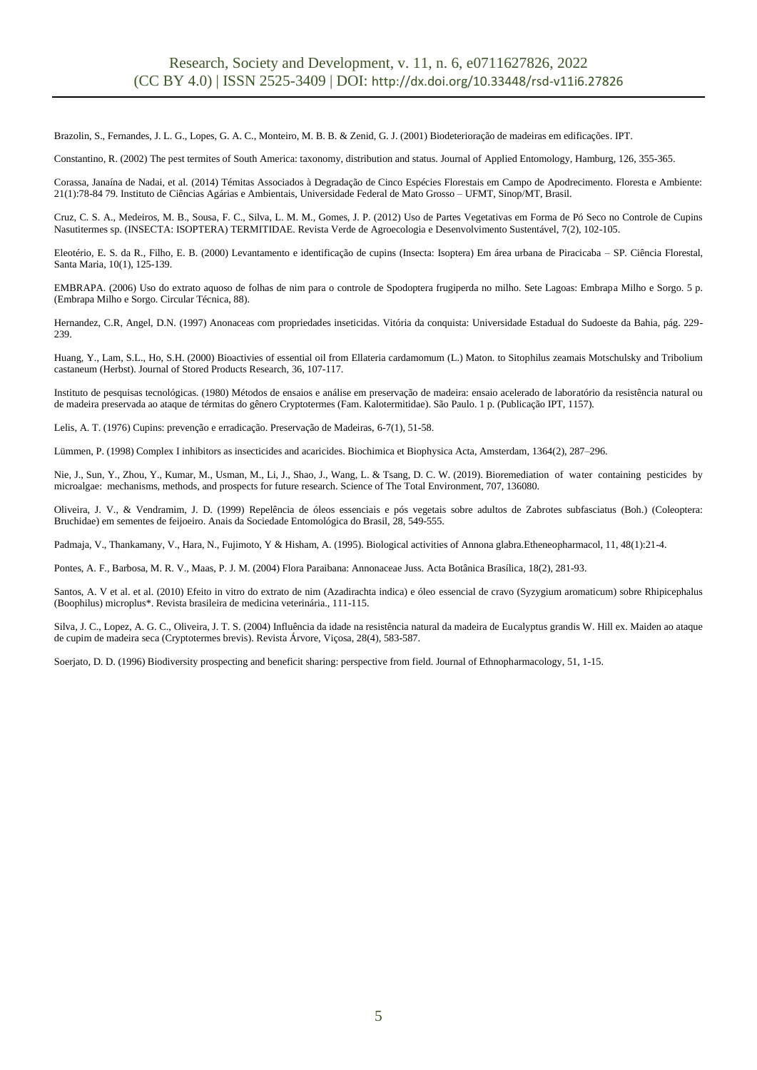Brazolin, S., Fernandes, J. L. G., Lopes, G. A. C., Monteiro, M. B. B. & Zenid, G. J. (2001) Biodeterioração de madeiras em edificações. IPT.

Constantino, R. (2002) The pest termites of South America: taxonomy, distribution and status. Journal of Applied Entomology, Hamburg, 126, 355-365.

Corassa, Janaína de Nadai, et al. (2014) Témitas Associados à Degradação de Cinco Espécies Florestais em Campo de Apodrecimento. Floresta e Ambiente: 21(1):78-84 79. Instituto de Ciências Agárias e Ambientais, Universidade Federal de Mato Grosso – UFMT, Sinop/MT, Brasil.

Cruz, C. S. A., Medeiros, M. B., Sousa, F. C., Silva, L. M. M., Gomes, J. P. (2012) Uso de Partes Vegetativas em Forma de Pó Seco no Controle de Cupins Nasutitermes sp. (INSECTA: ISOPTERA) TERMITIDAE. Revista Verde de Agroecologia e Desenvolvimento Sustentável, 7(2), 102-105.

Eleotério, E. S. da R., Filho, E. B. (2000) Levantamento e identificação de cupins (Insecta: Isoptera) Em área urbana de Piracicaba – SP. Ciência Florestal, Santa Maria, 10(1), 125-139.

EMBRAPA. (2006) Uso do extrato aquoso de folhas de nim para o controle de Spodoptera frugiperda no milho. Sete Lagoas: Embrapa Milho e Sorgo. 5 p. (Embrapa Milho e Sorgo. Circular Técnica, 88).

Hernandez, C.R, Angel, D.N. (1997) Anonaceas com propriedades inseticidas. Vitória da conquista: Universidade Estadual do Sudoeste da Bahia, pág. 229-239.

Huang, Y., Lam, S.L., Ho, S.H. (2000) Bioactivies of essential oil from Ellateria cardamomum (L.) Maton. to Sitophilus zeamais Motschulsky and Tribolium castaneum (Herbst). Journal of Stored Products Research, 36, 107-117.

Instituto de pesquisas tecnológicas. (1980) Métodos de ensaios e análise em preservação de madeira: ensaio acelerado de laboratório da resistência natural ou de madeira preservada ao ataque de térmitas do gênero Cryptotermes (Fam. Kalotermitidae). São Paulo. 1 p. (Publicação IPT, 1157).

Lelis, A. T. (1976) Cupins: prevenção e erradicação. Preservação de Madeiras, 6-7(1), 51-58.

Lümmen, P. (1998) Complex I inhibitors as insecticides and acaricides. Biochimica et Biophysica Acta, Amsterdam, 1364(2), 287–296.

Nie, J., Sun, Y., Zhou, Y., Kumar, M., Usman, M., Li, J., Shao, J., Wang, L. & Tsang, D. C. W. (2019). Bioremediation of water containing pesticides by microalgae: mechanisms, methods, and prospects for future research. Science of The Total Environment, 707, 136080.

Oliveira, J. V., & Vendramim, J. D. (1999) Repelência de óleos essenciais e pós vegetais sobre adultos de Zabrotes subfasciatus (Boh.) (Coleoptera: Bruchidae) em sementes de feijoeiro. Anais da Sociedade Entomológica do Brasil, 28, 549-555.

Padmaja, V., Thankamany, V., Hara, N., Fujimoto, Y & Hisham, A. (1995). Biological activities of Annona glabra.Etheneopharmacol, 11, 48(1):21-4.

Pontes, A. F., Barbosa, M. R. V., Maas, P. J. M. (2004) Flora Paraibana: Annonaceae Juss. Acta Botânica Brasílica, 18(2), 281-93.

Santos, A. V et al. et al. (2010) Efeito in vitro do extrato de nim (Azadirachta indica) e óleo essencial de cravo (Syzygium aromaticum) sobre Rhipicephalus (Boophilus) microplus*. Revista brasileira de medicina veterinária., 111-115.

Silva, J. C., Lopez, A. G. C., Oliveira, J. T. S. (2004) Influência da idade na resistência natural da madeira de Eucalyptus grandis W. Hill ex. Maiden ao ataque de cupim de madeira seca (Cryptotermes brevis). Revista Árvore, Viçosa, 28(4), 583-587.

Soerjato, D. D. (1996) Biodiversity prospecting and beneficit sharing: perspective from field. Journal of Ethnopharmacology, 51, 1-15.